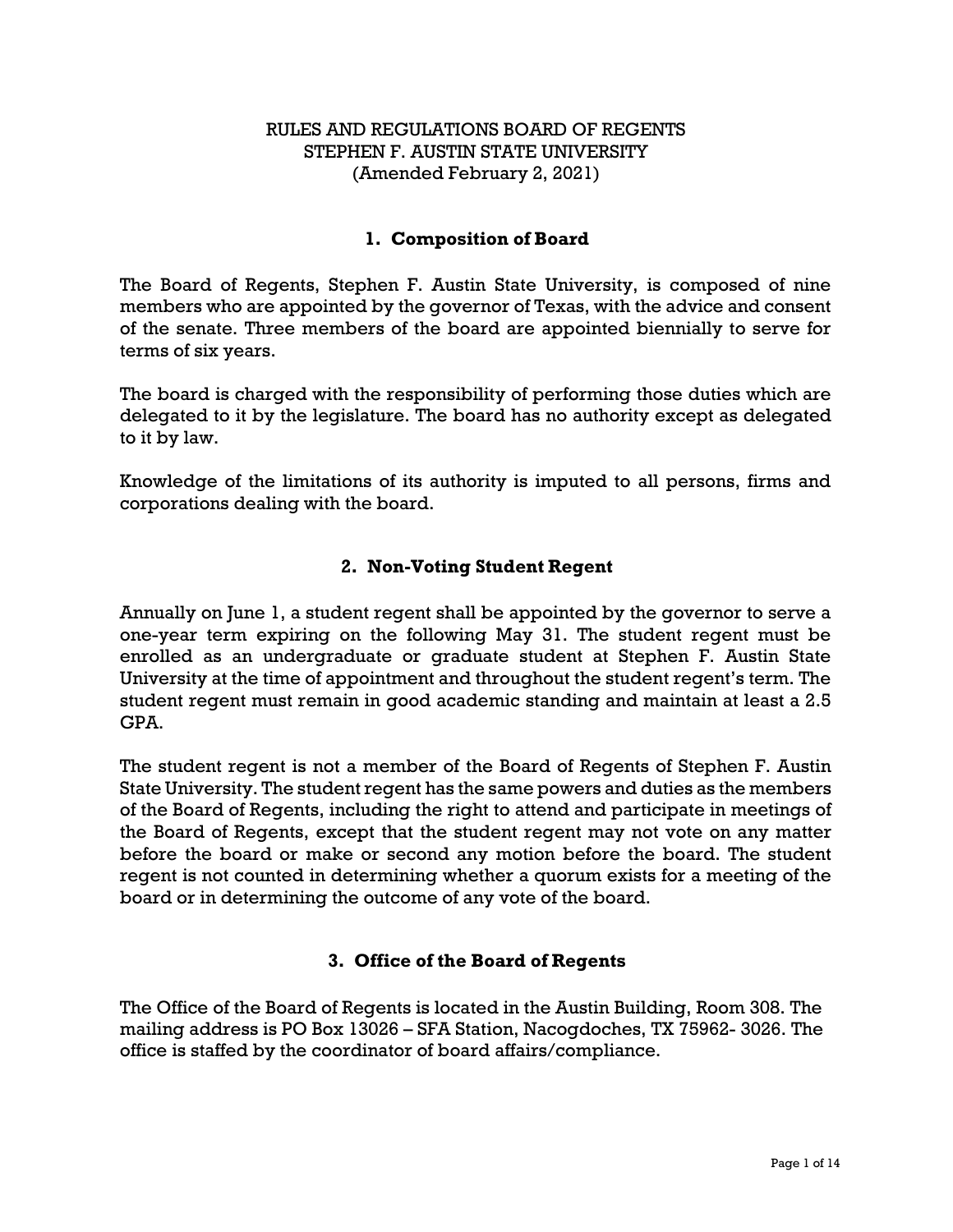# RULES AND REGULATIONS BOARD OF REGENTS
# STEPHEN F. AUSTIN STATE UNIVERSITY
(Amended February 2, 2021)

## 1. Composition of Board

The Board of Regents, Stephen F. Austin State University, is composed of nine members who are appointed by the governor of Texas, with the advice and consent of the senate. Three members of the board are appointed biennially to serve for terms of six years.

The board is charged with the responsibility of performing those duties which are delegated to it by the legislature. The board has no authority except as delegated to it by law.

Knowledge of the limitations of its authority is imputed to all persons, firms and corporations dealing with the board.

## 2. Non-Voting Student Regent

Annually on June 1, a student regent shall be appointed by the governor to serve a one-year term expiring on the following May 31. The student regent must be enrolled as an undergraduate or graduate student at Stephen F. Austin State University at the time of appointment and throughout the student regent's term. The student regent must remain in good academic standing and maintain at least a 2.5 GPA.

The student regent is not a member of the Board of Regents of Stephen F. Austin State University. The student regent has the same powers and duties as the members of the Board of Regents, including the right to attend and participate in meetings of the Board of Regents, except that the student regent may not vote on any matter before the board or make or second any motion before the board. The student regent is not counted in determining whether a quorum exists for a meeting of the board or in determining the outcome of any vote of the board.

## 3. Office of the Board of Regents

The Office of the Board of Regents is located in the Austin Building, Room 308. The mailing address is PO Box 13026 – SFA Station, Nacogdoches, TX 75962- 3026. The office is staffed by the coordinator of board affairs/compliance.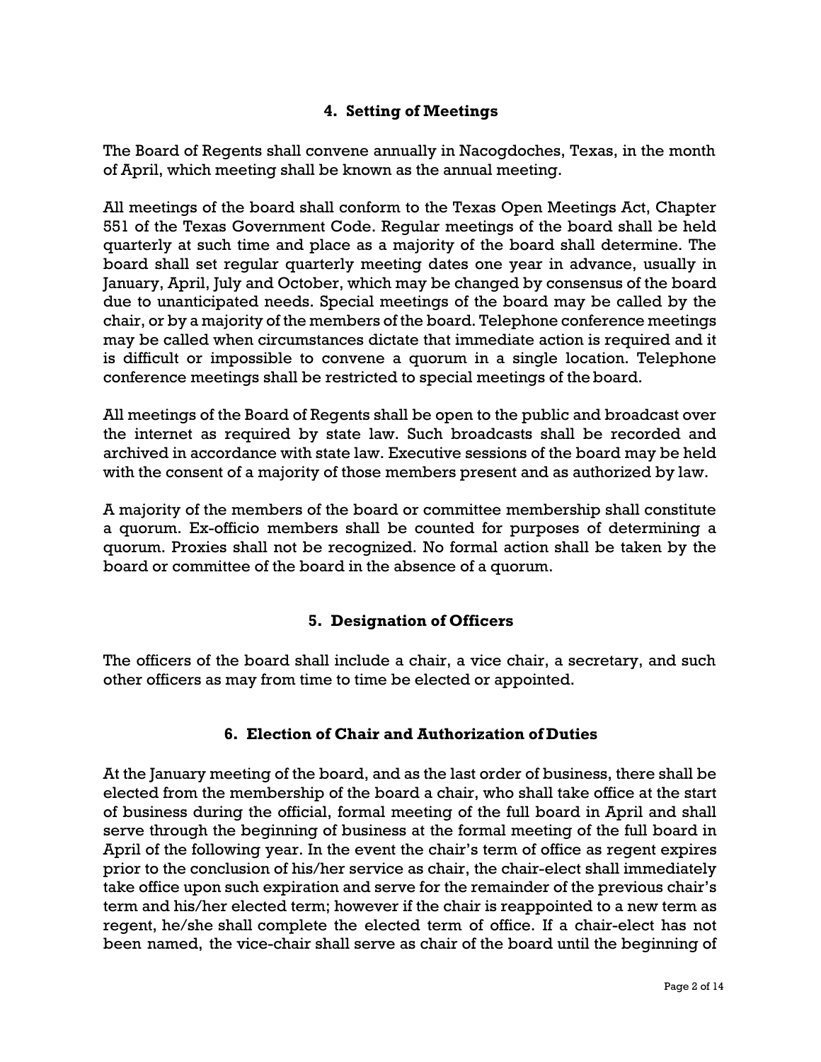## 4. Setting of Meetings

The Board of Regents shall convene annually in Nacogdoches, Texas, in the month of April, which meeting shall be known as the annual meeting.

All meetings of the board shall conform to the Texas Open Meetings Act, Chapter 551 of the Texas Government Code. Regular meetings of the board shall be held quarterly at such time and place as a majority of the board shall determine. The board shall set regular quarterly meeting dates one year in advance, usually in January, April, July and October, which may be changed by consensus of the board due to unanticipated needs. Special meetings of the board may be called by the chair, or by a majority of the members of the board. Telephone conference meetings may be called when circumstances dictate that immediate action is required and it is difficult or impossible to convene a quorum in a single location. Telephone conference meetings shall be restricted to special meetings of the board.

All meetings of the Board of Regents shall be open to the public and broadcast over the internet as required by state law. Such broadcasts shall be recorded and archived in accordance with state law. Executive sessions of the board may be held with the consent of a majority of those members present and as authorized by law.

A majority of the members of the board or committee membership shall constitute a quorum. Ex-officio members shall be counted for purposes of determining a quorum. Proxies shall not be recognized. No formal action shall be taken by the board or committee of the board in the absence of a quorum.

## 5. Designation of Officers

The officers of the board shall include a chair, a vice chair, a secretary, and such other officers as may from time to time be elected or appointed.

## 6. Election of Chair and Authorization of Duties

At the January meeting of the board, and as the last order of business, there shall be elected from the membership of the board a chair, who shall take office at the start of business during the official, formal meeting of the full board in April and shall serve through the beginning of business at the formal meeting of the full board in April of the following year. In the event the chair's term of office as regent expires prior to the conclusion of his/her service as chair, the chair-elect shall immediately take office upon such expiration and serve for the remainder of the previous chair's term and his/her elected term; however if the chair is reappointed to a new term as regent, he/she shall complete the elected term of office. If a chair-elect has not been named, the vice-chair shall serve as chair of the board until the beginning of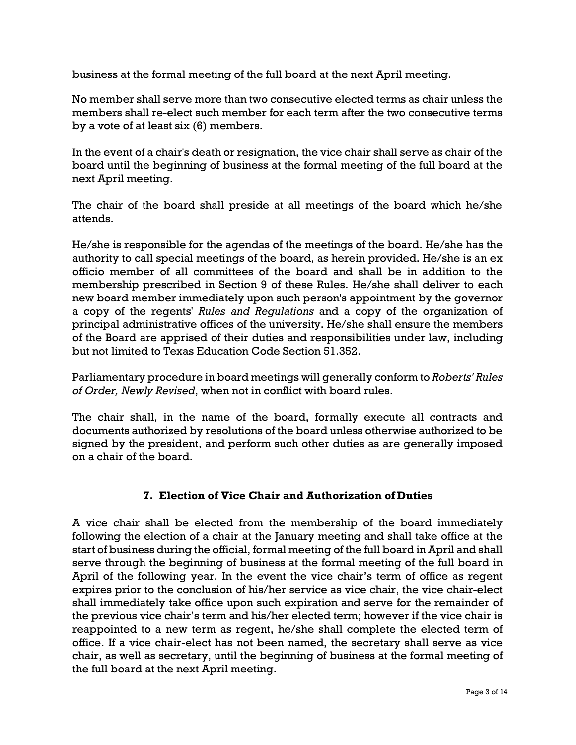business at the formal meeting of the full board at the next April meeting.

No member shall serve more than two consecutive elected terms as chair unless the members shall re-elect such member for each term after the two consecutive terms by a vote of at least six (6) members.

In the event of a chair's death or resignation, the vice chair shall serve as chair of the board until the beginning of business at the formal meeting of the full board at the next April meeting.

The chair of the board shall preside at all meetings of the board which he/she attends.

He/she is responsible for the agendas of the meetings of the board. He/she has the authority to call special meetings of the board, as herein provided. He/she is an ex officio member of all committees of the board and shall be in addition to the membership prescribed in Section 9 of these Rules. He/she shall deliver to each new board member immediately upon such person's appointment by the governor a copy of the regents' *Rules and Regulations* and a copy of the organization of principal administrative offices of the university. He/she shall ensure the members of the Board are apprised of their duties and responsibilities under law, including but not limited to Texas Education Code Section 51.352.

Parliamentary procedure in board meetings will generally conform to *Roberts' Rules of Order, Newly Revised*, when not in conflict with board rules.

The chair shall, in the name of the board, formally execute all contracts and documents authorized by resolutions of the board unless otherwise authorized to be signed by the president, and perform such other duties as are generally imposed on a chair of the board.

## 7. Election of Vice Chair and Authorization of Duties

A vice chair shall be elected from the membership of the board immediately following the election of a chair at the January meeting and shall take office at the start of business during the official, formal meeting of the full board in April and shall serve through the beginning of business at the formal meeting of the full board in April of the following year. In the event the vice chair's term of office as regent expires prior to the conclusion of his/her service as vice chair, the vice chair-elect shall immediately take office upon such expiration and serve for the remainder of the previous vice chair's term and his/her elected term; however if the vice chair is reappointed to a new term as regent, he/she shall complete the elected term of office. If a vice chair-elect has not been named, the secretary shall serve as vice chair, as well as secretary, until the beginning of business at the formal meeting of the full board at the next April meeting.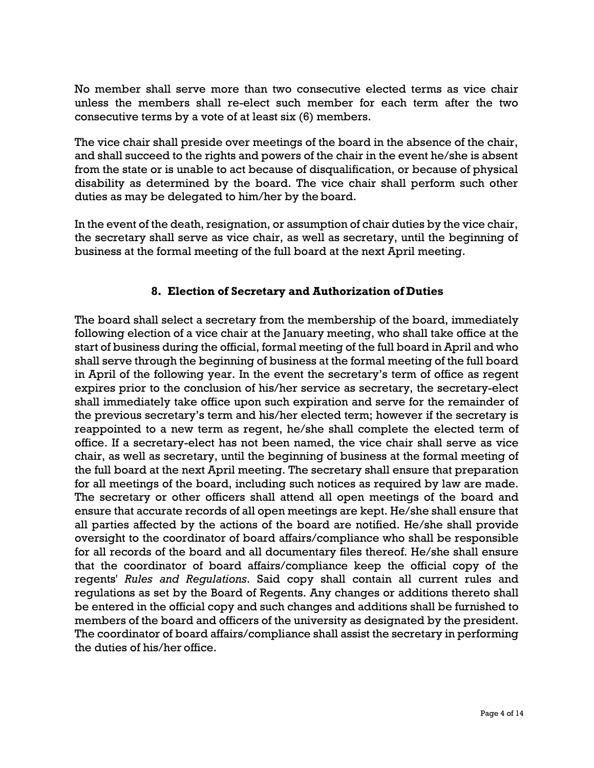No member shall serve more than two consecutive elected terms as vice chair unless the members shall re-elect such member for each term after the two consecutive terms by a vote of at least six (6) members.

The vice chair shall preside over meetings of the board in the absence of the chair, and shall succeed to the rights and powers of the chair in the event he/she is absent from the state or is unable to act because of disqualification, or because of physical disability as determined by the board. The vice chair shall perform such other duties as may be delegated to him/her by the board.

In the event of the death, resignation, or assumption of chair duties by the vice chair, the secretary shall serve as vice chair, as well as secretary, until the beginning of business at the formal meeting of the full board at the next April meeting.

### 8. Election of Secretary and Authorization of Duties

The board shall select a secretary from the membership of the board, immediately following election of a vice chair at the January meeting, who shall take office at the start of business during the official, formal meeting of the full board in April and who shall serve through the beginning of business at the formal meeting of the full board in April of the following year. In the event the secretary's term of office as regent expires prior to the conclusion of his/her service as secretary, the secretary-elect shall immediately take office upon such expiration and serve for the remainder of the previous secretary's term and his/her elected term; however if the secretary is reappointed to a new term as regent, he/she shall complete the elected term of office. If a secretary-elect has not been named, the vice chair shall serve as vice chair, as well as secretary, until the beginning of business at the formal meeting of the full board at the next April meeting. The secretary shall ensure that preparation for all meetings of the board, including such notices as required by law are made. The secretary or other officers shall attend all open meetings of the board and ensure that accurate records of all open meetings are kept. He/she shall ensure that all parties affected by the actions of the board are notified. He/she shall provide oversight to the coordinator of board affairs/compliance who shall be responsible for all records of the board and all documentary files thereof. He/she shall ensure that the coordinator of board affairs/compliance keep the official copy of the regents' *Rules and Regulations*. Said copy shall contain all current rules and regulations as set by the Board of Regents. Any changes or additions thereto shall be entered in the official copy and such changes and additions shall be furnished to members of the board and officers of the university as designated by the president. The coordinator of board affairs/compliance shall assist the secretary in performing the duties of his/her office.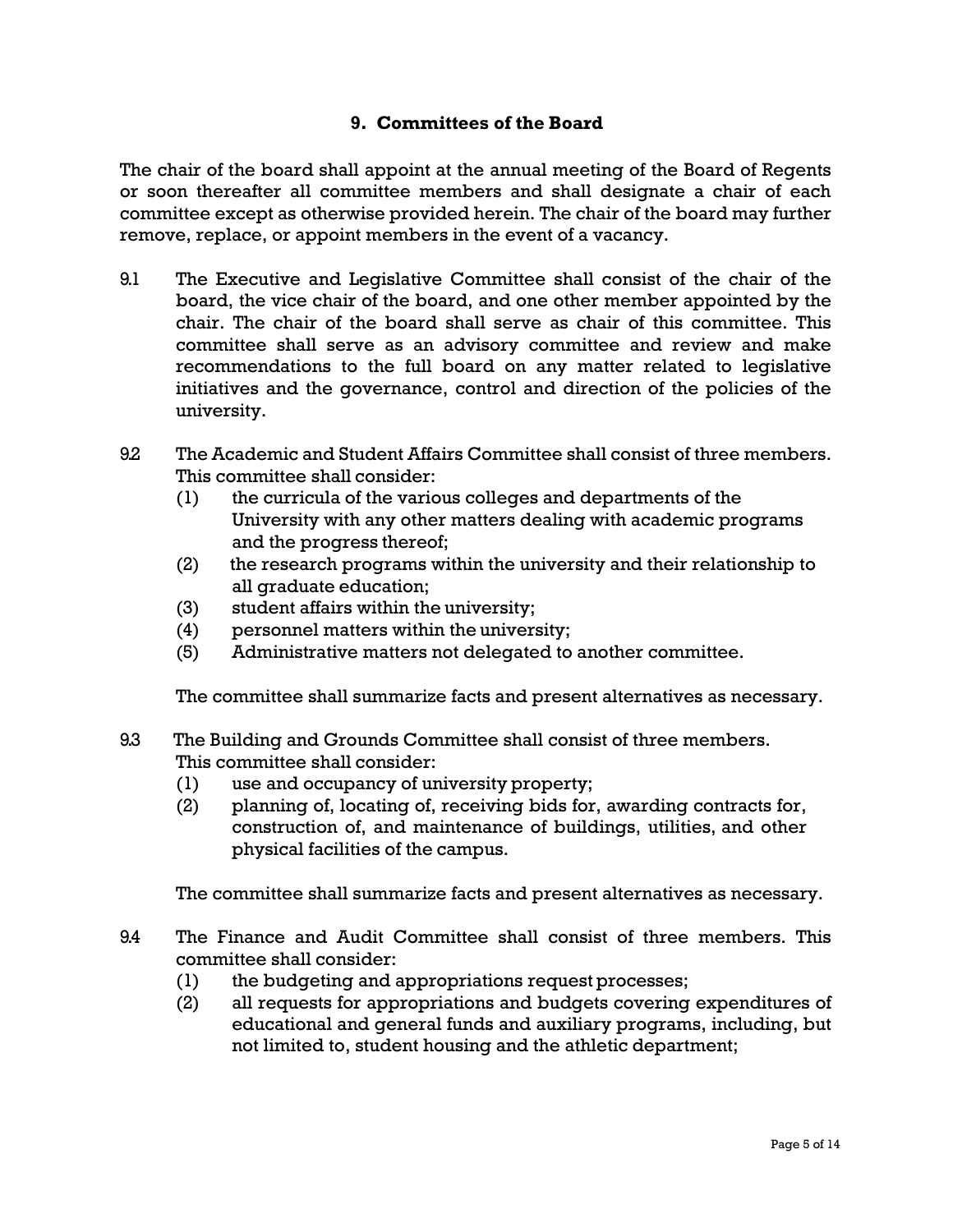## 9. Committees of the Board

The chair of the board shall appoint at the annual meeting of the Board of Regents or soon thereafter all committee members and shall designate a chair of each committee except as otherwise provided herein. The chair of the board may further remove, replace, or appoint members in the event of a vacancy.

9.1 The Executive and Legislative Committee shall consist of the chair of the board, the vice chair of the board, and one other member appointed by the chair. The chair of the board shall serve as chair of this committee. This committee shall serve as an advisory committee and review and make recommendations to the full board on any matter related to legislative initiatives and the governance, control and direction of the policies of the university.

9.2 The Academic and Student Affairs Committee shall consist of three members. This committee shall consider:

(1) the curricula of the various colleges and departments of the University with any other matters dealing with academic programs and the progress thereof;
(2) the research programs within the university and their relationship to all graduate education;
(3) student affairs within the university;
(4) personnel matters within the university;
(5) Administrative matters not delegated to another committee.

The committee shall summarize facts and present alternatives as necessary.

9.3 The Building and Grounds Committee shall consist of three members. This committee shall consider:

(1) use and occupancy of university property;
(2) planning of, locating of, receiving bids for, awarding contracts for, construction of, and maintenance of buildings, utilities, and other physical facilities of the campus.

The committee shall summarize facts and present alternatives as necessary.

9.4 The Finance and Audit Committee shall consist of three members. This committee shall consider:

(1) the budgeting and appropriations request processes;
(2) all requests for appropriations and budgets covering expenditures of educational and general funds and auxiliary programs, including, but not limited to, student housing and the athletic department;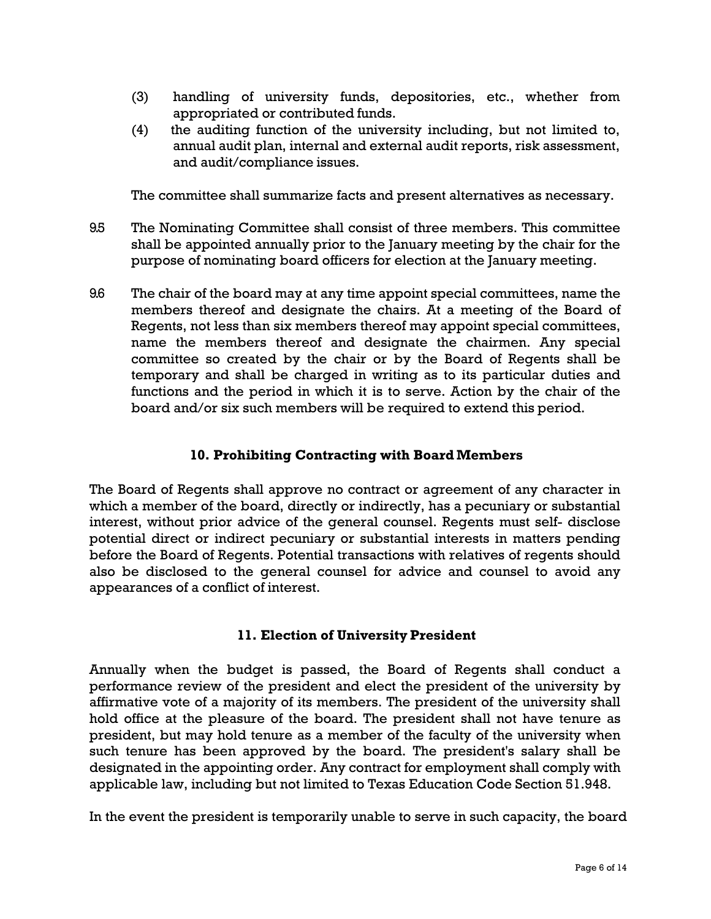(3) handling of university funds, depositories, etc., whether from appropriated or contributed funds.

(4) the auditing function of the university including, but not limited to, annual audit plan, internal and external audit reports, risk assessment, and audit/compliance issues.

The committee shall summarize facts and present alternatives as necessary.

9.5 The Nominating Committee shall consist of three members. This committee shall be appointed annually prior to the January meeting by the chair for the purpose of nominating board officers for election at the January meeting.

9.6 The chair of the board may at any time appoint special committees, name the members thereof and designate the chairs. At a meeting of the Board of Regents, not less than six members thereof may appoint special committees, name the members thereof and designate the chairmen. Any special committee so created by the chair or by the Board of Regents shall be temporary and shall be charged in writing as to its particular duties and functions and the period in which it is to serve. Action by the chair of the board and/or six such members will be required to extend this period.

## 10. Prohibiting Contracting with Board Members

The Board of Regents shall approve no contract or agreement of any character in which a member of the board, directly or indirectly, has a pecuniary or substantial interest, without prior advice of the general counsel. Regents must self- disclose potential direct or indirect pecuniary or substantial interests in matters pending before the Board of Regents. Potential transactions with relatives of regents should also be disclosed to the general counsel for advice and counsel to avoid any appearances of a conflict of interest.

## 11. Election of University President

Annually when the budget is passed, the Board of Regents shall conduct a performance review of the president and elect the president of the university by affirmative vote of a majority of its members. The president of the university shall hold office at the pleasure of the board. The president shall not have tenure as president, but may hold tenure as a member of the faculty of the university when such tenure has been approved by the board. The president's salary shall be designated in the appointing order. Any contract for employment shall comply with applicable law, including but not limited to Texas Education Code Section 51.948.

In the event the president is temporarily unable to serve in such capacity, the board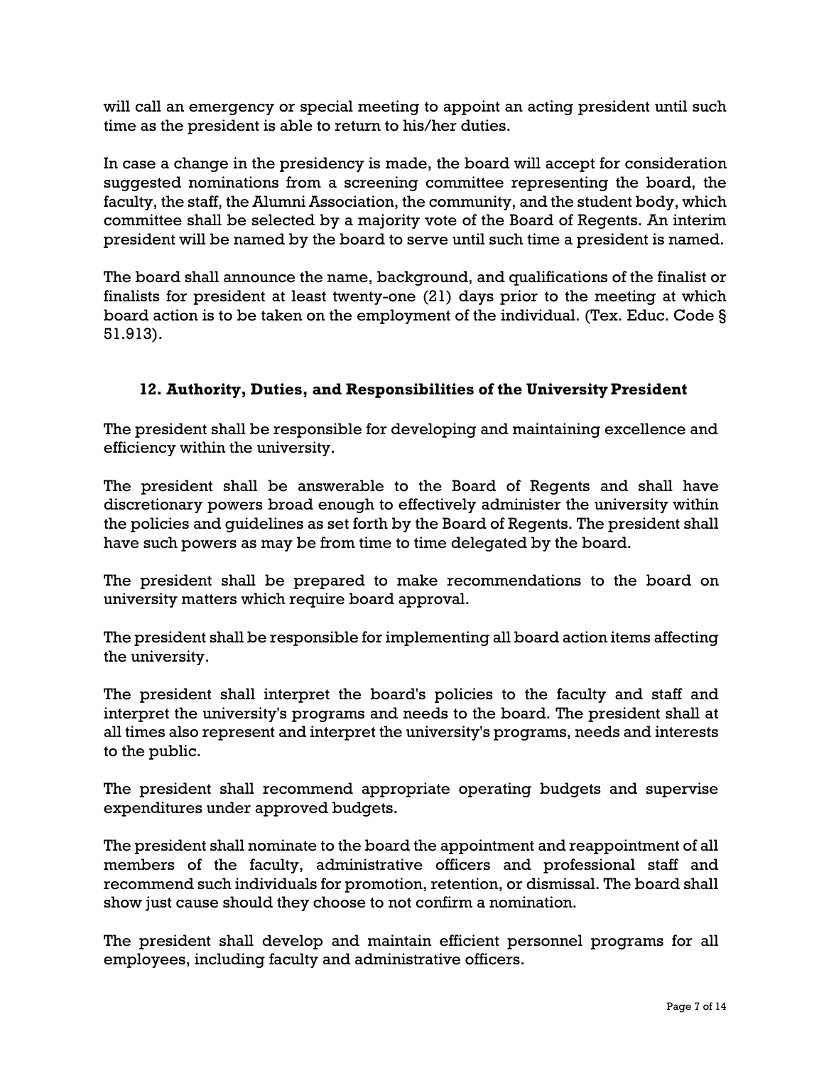will call an emergency or special meeting to appoint an acting president until such time as the president is able to return to his/her duties.

In case a change in the presidency is made, the board will accept for consideration suggested nominations from a screening committee representing the board, the faculty, the staff, the Alumni Association, the community, and the student body, which committee shall be selected by a majority vote of the Board of Regents. An interim president will be named by the board to serve until such time a president is named.

The board shall announce the name, background, and qualifications of the finalist or finalists for president at least twenty-one (21) days prior to the meeting at which board action is to be taken on the employment of the individual. (Tex. Educ. Code § 51.913).

### 12. Authority, Duties, and Responsibilities of the University President

The president shall be responsible for developing and maintaining excellence and efficiency within the university.

The president shall be answerable to the Board of Regents and shall have discretionary powers broad enough to effectively administer the university within the policies and guidelines as set forth by the Board of Regents. The president shall have such powers as may be from time to time delegated by the board.

The president shall be prepared to make recommendations to the board on university matters which require board approval.

The president shall be responsible for implementing all board action items affecting the university.

The president shall interpret the board's policies to the faculty and staff and interpret the university's programs and needs to the board. The president shall at all times also represent and interpret the university's programs, needs and interests to the public.

The president shall recommend appropriate operating budgets and supervise expenditures under approved budgets.

The president shall nominate to the board the appointment and reappointment of all members of the faculty, administrative officers and professional staff and recommend such individuals for promotion, retention, or dismissal. The board shall show just cause should they choose to not confirm a nomination.

The president shall develop and maintain efficient personnel programs for all employees, including faculty and administrative officers.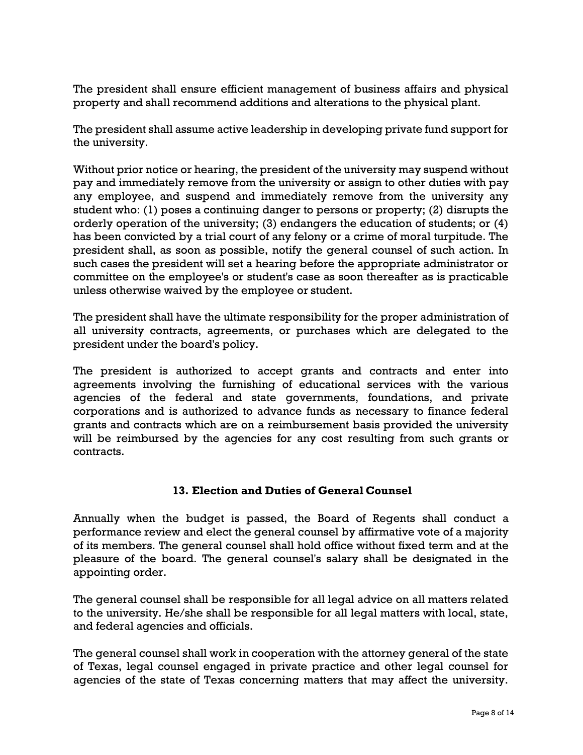The president shall ensure efficient management of business affairs and physical property and shall recommend additions and alterations to the physical plant.

The president shall assume active leadership in developing private fund support for the university.

Without prior notice or hearing, the president of the university may suspend without pay and immediately remove from the university or assign to other duties with pay any employee, and suspend and immediately remove from the university any student who: (1) poses a continuing danger to persons or property; (2) disrupts the orderly operation of the university; (3) endangers the education of students; or (4) has been convicted by a trial court of any felony or a crime of moral turpitude. The president shall, as soon as possible, notify the general counsel of such action. In such cases the president will set a hearing before the appropriate administrator or committee on the employee's or student's case as soon thereafter as is practicable unless otherwise waived by the employee or student.

The president shall have the ultimate responsibility for the proper administration of all university contracts, agreements, or purchases which are delegated to the president under the board's policy.

The president is authorized to accept grants and contracts and enter into agreements involving the furnishing of educational services with the various agencies of the federal and state governments, foundations, and private corporations and is authorized to advance funds as necessary to finance federal grants and contracts which are on a reimbursement basis provided the university will be reimbursed by the agencies for any cost resulting from such grants or contracts.

### 13. Election and Duties of General Counsel

Annually when the budget is passed, the Board of Regents shall conduct a performance review and elect the general counsel by affirmative vote of a majority of its members. The general counsel shall hold office without fixed term and at the pleasure of the board. The general counsel's salary shall be designated in the appointing order.

The general counsel shall be responsible for all legal advice on all matters related to the university. He/she shall be responsible for all legal matters with local, state, and federal agencies and officials.

The general counsel shall work in cooperation with the attorney general of the state of Texas, legal counsel engaged in private practice and other legal counsel for agencies of the state of Texas concerning matters that may affect the university.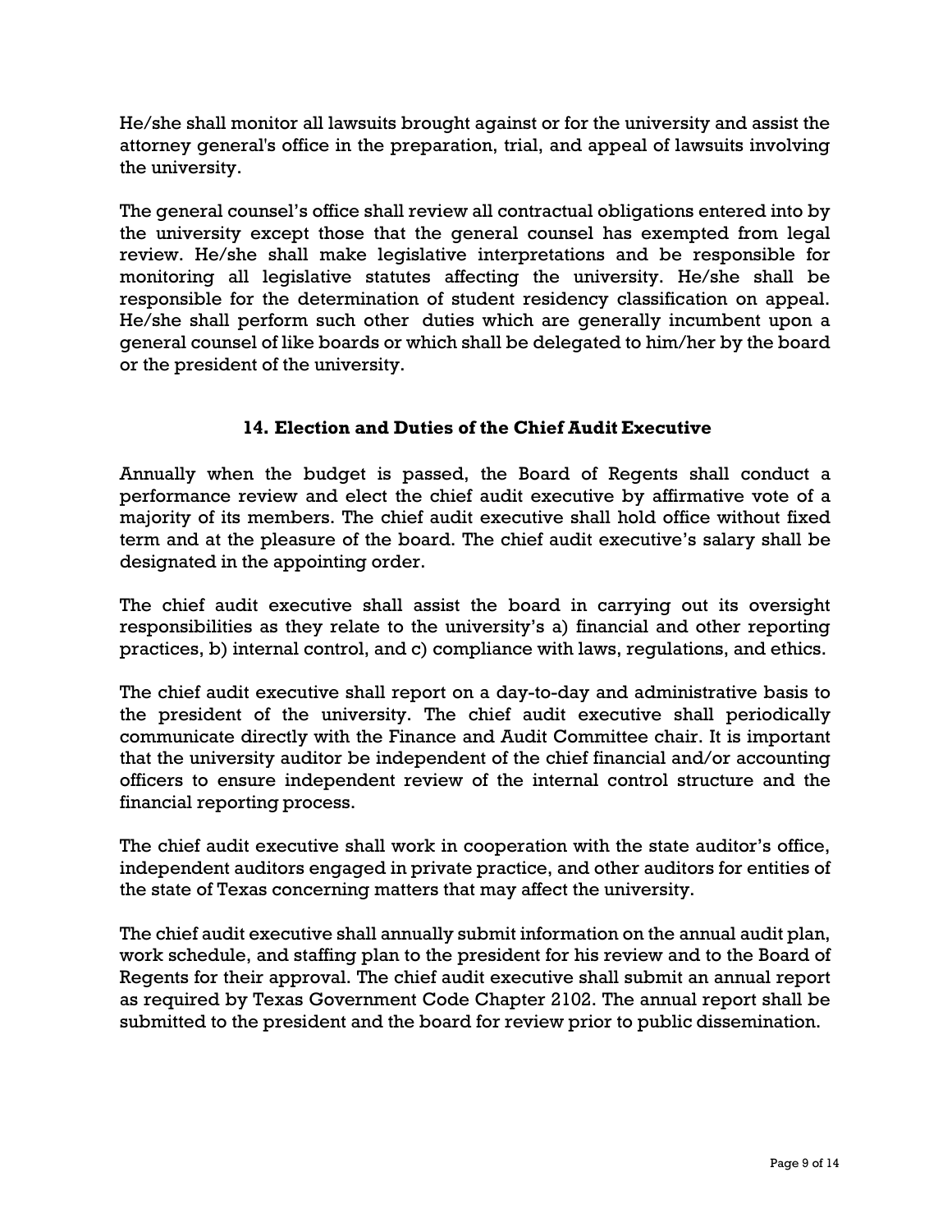He/she shall monitor all lawsuits brought against or for the university and assist the attorney general's office in the preparation, trial, and appeal of lawsuits involving the university.

The general counsel's office shall review all contractual obligations entered into by the university except those that the general counsel has exempted from legal review. He/she shall make legislative interpretations and be responsible for monitoring all legislative statutes affecting the university. He/she shall be responsible for the determination of student residency classification on appeal. He/she shall perform such other duties which are generally incumbent upon a general counsel of like boards or which shall be delegated to him/her by the board or the president of the university.

## 14. Election and Duties of the Chief Audit Executive

Annually when the budget is passed, the Board of Regents shall conduct a performance review and elect the chief audit executive by affirmative vote of a majority of its members. The chief audit executive shall hold office without fixed term and at the pleasure of the board. The chief audit executive's salary shall be designated in the appointing order.

The chief audit executive shall assist the board in carrying out its oversight responsibilities as they relate to the university's a) financial and other reporting practices, b) internal control, and c) compliance with laws, regulations, and ethics.

The chief audit executive shall report on a day-to-day and administrative basis to the president of the university. The chief audit executive shall periodically communicate directly with the Finance and Audit Committee chair. It is important that the university auditor be independent of the chief financial and/or accounting officers to ensure independent review of the internal control structure and the financial reporting process.

The chief audit executive shall work in cooperation with the state auditor's office, independent auditors engaged in private practice, and other auditors for entities of the state of Texas concerning matters that may affect the university.

The chief audit executive shall annually submit information on the annual audit plan, work schedule, and staffing plan to the president for his review and to the Board of Regents for their approval. The chief audit executive shall submit an annual report as required by Texas Government Code Chapter 2102. The annual report shall be submitted to the president and the board for review prior to public dissemination.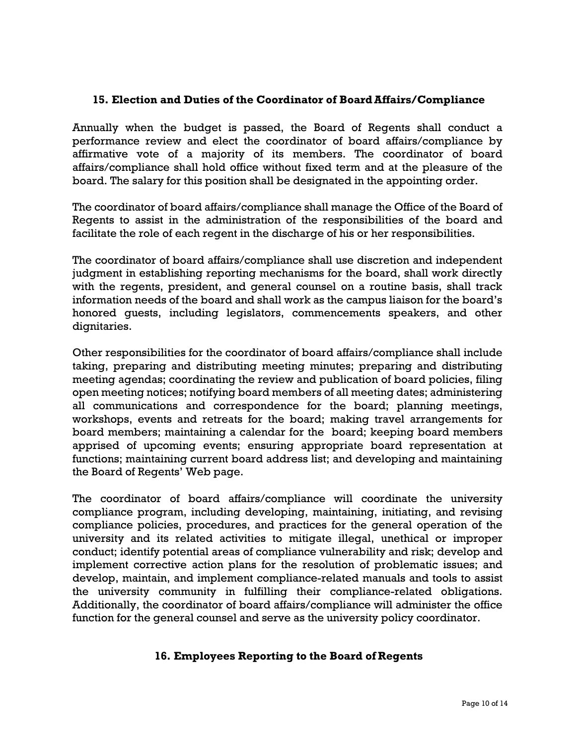## 15. Election and Duties of the Coordinator of Board Affairs/Compliance

Annually when the budget is passed, the Board of Regents shall conduct a performance review and elect the coordinator of board affairs/compliance by affirmative vote of a majority of its members. The coordinator of board affairs/compliance shall hold office without fixed term and at the pleasure of the board. The salary for this position shall be designated in the appointing order.

The coordinator of board affairs/compliance shall manage the Office of the Board of Regents to assist in the administration of the responsibilities of the board and facilitate the role of each regent in the discharge of his or her responsibilities.

The coordinator of board affairs/compliance shall use discretion and independent judgment in establishing reporting mechanisms for the board, shall work directly with the regents, president, and general counsel on a routine basis, shall track information needs of the board and shall work as the campus liaison for the board's honored guests, including legislators, commencements speakers, and other dignitaries.

Other responsibilities for the coordinator of board affairs/compliance shall include taking, preparing and distributing meeting minutes; preparing and distributing meeting agendas; coordinating the review and publication of board policies, filing open meeting notices; notifying board members of all meeting dates; administering all communications and correspondence for the board; planning meetings, workshops, events and retreats for the board; making travel arrangements for board members; maintaining a calendar for the board; keeping board members apprised of upcoming events; ensuring appropriate board representation at functions; maintaining current board address list; and developing and maintaining the Board of Regents' Web page.

The coordinator of board affairs/compliance will coordinate the university compliance program, including developing, maintaining, initiating, and revising compliance policies, procedures, and practices for the general operation of the university and its related activities to mitigate illegal, unethical or improper conduct; identify potential areas of compliance vulnerability and risk; develop and implement corrective action plans for the resolution of problematic issues; and develop, maintain, and implement compliance-related manuals and tools to assist the university community in fulfilling their compliance-related obligations. Additionally, the coordinator of board affairs/compliance will administer the office function for the general counsel and serve as the university policy coordinator.

## 16. Employees Reporting to the Board of Regents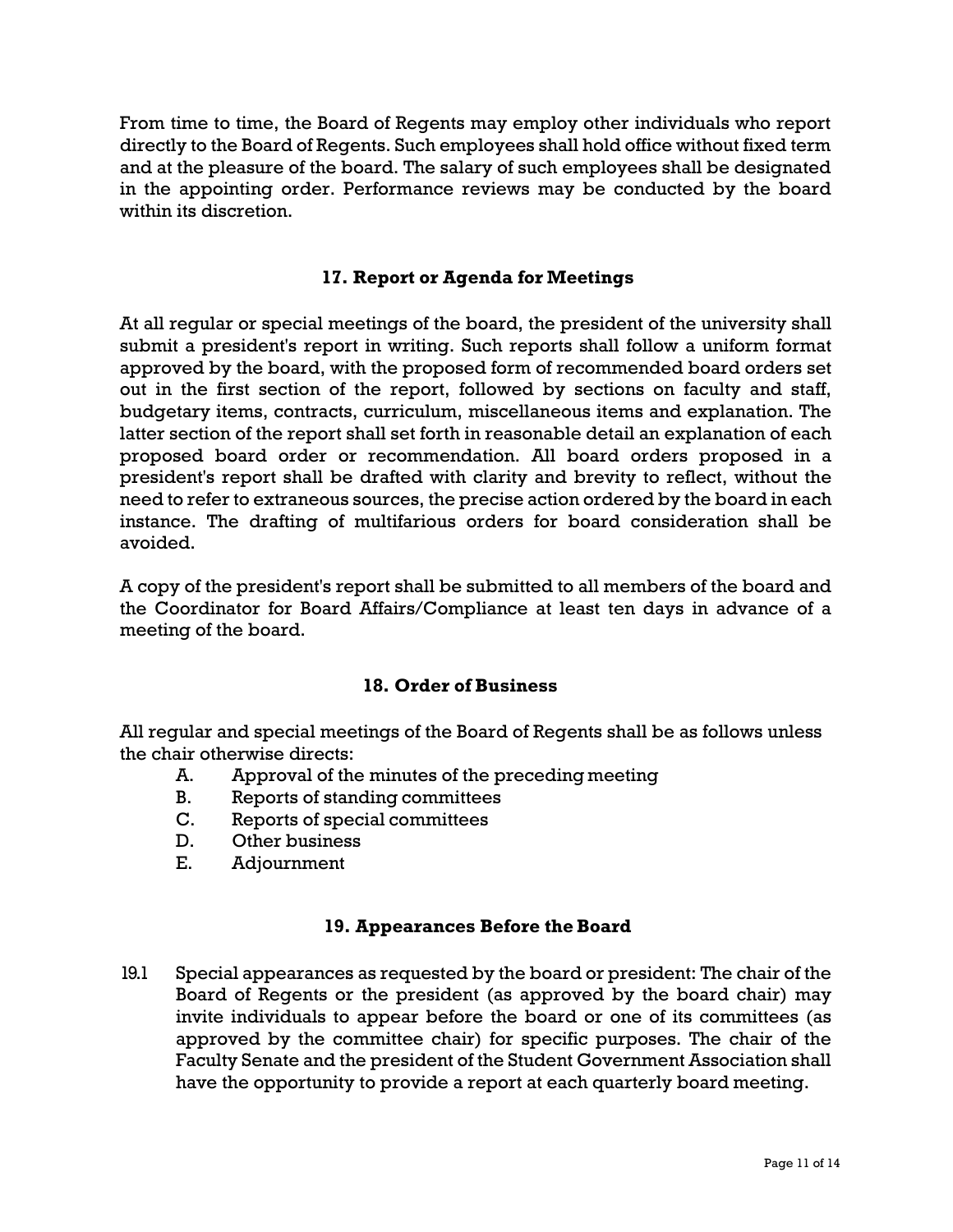From time to time, the Board of Regents may employ other individuals who report directly to the Board of Regents. Such employees shall hold office without fixed term and at the pleasure of the board. The salary of such employees shall be designated in the appointing order. Performance reviews may be conducted by the board within its discretion.

## 17. Report or Agenda for Meetings

At all regular or special meetings of the board, the president of the university shall submit a president's report in writing. Such reports shall follow a uniform format approved by the board, with the proposed form of recommended board orders set out in the first section of the report, followed by sections on faculty and staff, budgetary items, contracts, curriculum, miscellaneous items and explanation. The latter section of the report shall set forth in reasonable detail an explanation of each proposed board order or recommendation. All board orders proposed in a president's report shall be drafted with clarity and brevity to reflect, without the need to refer to extraneous sources, the precise action ordered by the board in each instance. The drafting of multifarious orders for board consideration shall be avoided.

A copy of the president's report shall be submitted to all members of the board and the Coordinator for Board Affairs/Compliance at least ten days in advance of a meeting of the board.

## 18. Order of Business

All regular and special meetings of the Board of Regents shall be as follows unless the chair otherwise directs:

A. Approval of the minutes of the preceding meeting
B. Reports of standing committees
C. Reports of special committees
D. Other business
E. Adjournment

## 19. Appearances Before the Board

19.1 Special appearances as requested by the board or president: The chair of the Board of Regents or the president (as approved by the board chair) may invite individuals to appear before the board or one of its committees (as approved by the committee chair) for specific purposes. The chair of the Faculty Senate and the president of the Student Government Association shall have the opportunity to provide a report at each quarterly board meeting.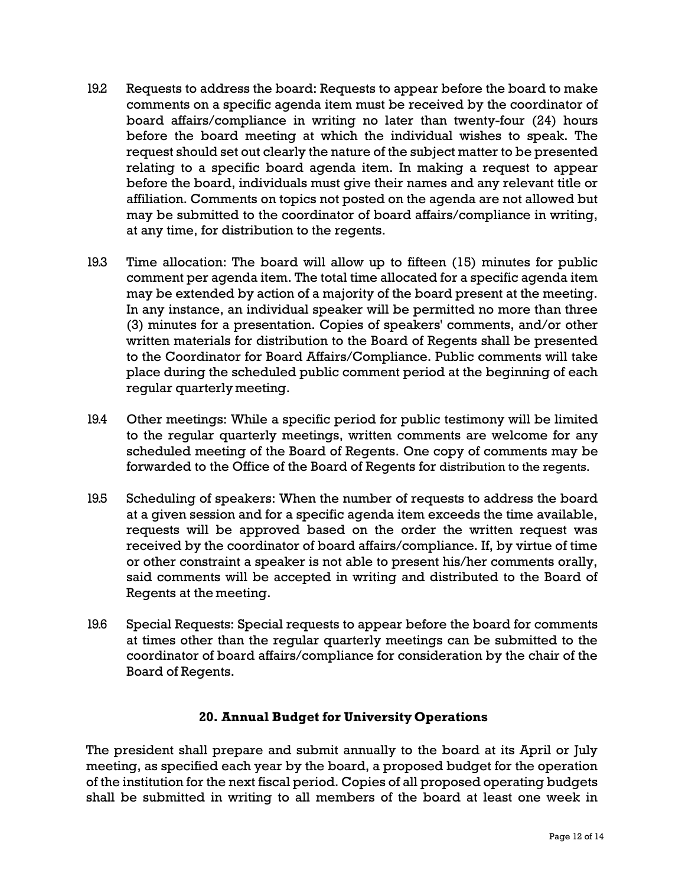19.2 Requests to address the board: Requests to appear before the board to make comments on a specific agenda item must be received by the coordinator of board affairs/compliance in writing no later than twenty-four (24) hours before the board meeting at which the individual wishes to speak. The request should set out clearly the nature of the subject matter to be presented relating to a specific board agenda item. In making a request to appear before the board, individuals must give their names and any relevant title or affiliation. Comments on topics not posted on the agenda are not allowed but may be submitted to the coordinator of board affairs/compliance in writing, at any time, for distribution to the regents.

19.3 Time allocation: The board will allow up to fifteen (15) minutes for public comment per agenda item. The total time allocated for a specific agenda item may be extended by action of a majority of the board present at the meeting. In any instance, an individual speaker will be permitted no more than three (3) minutes for a presentation. Copies of speakers' comments, and/or other written materials for distribution to the Board of Regents shall be presented to the Coordinator for Board Affairs/Compliance. Public comments will take place during the scheduled public comment period at the beginning of each regular quarterly meeting.

19.4 Other meetings: While a specific period for public testimony will be limited to the regular quarterly meetings, written comments are welcome for any scheduled meeting of the Board of Regents. One copy of comments may be forwarded to the Office of the Board of Regents for distribution to the regents.

19.5 Scheduling of speakers: When the number of requests to address the board at a given session and for a specific agenda item exceeds the time available, requests will be approved based on the order the written request was received by the coordinator of board affairs/compliance. If, by virtue of time or other constraint a speaker is not able to present his/her comments orally, said comments will be accepted in writing and distributed to the Board of Regents at the meeting.

19.6 Special Requests: Special requests to appear before the board for comments at times other than the regular quarterly meetings can be submitted to the coordinator of board affairs/compliance for consideration by the chair of the Board of Regents.

## 20. Annual Budget for University Operations

The president shall prepare and submit annually to the board at its April or July meeting, as specified each year by the board, a proposed budget for the operation of the institution for the next fiscal period. Copies of all proposed operating budgets shall be submitted in writing to all members of the board at least one week in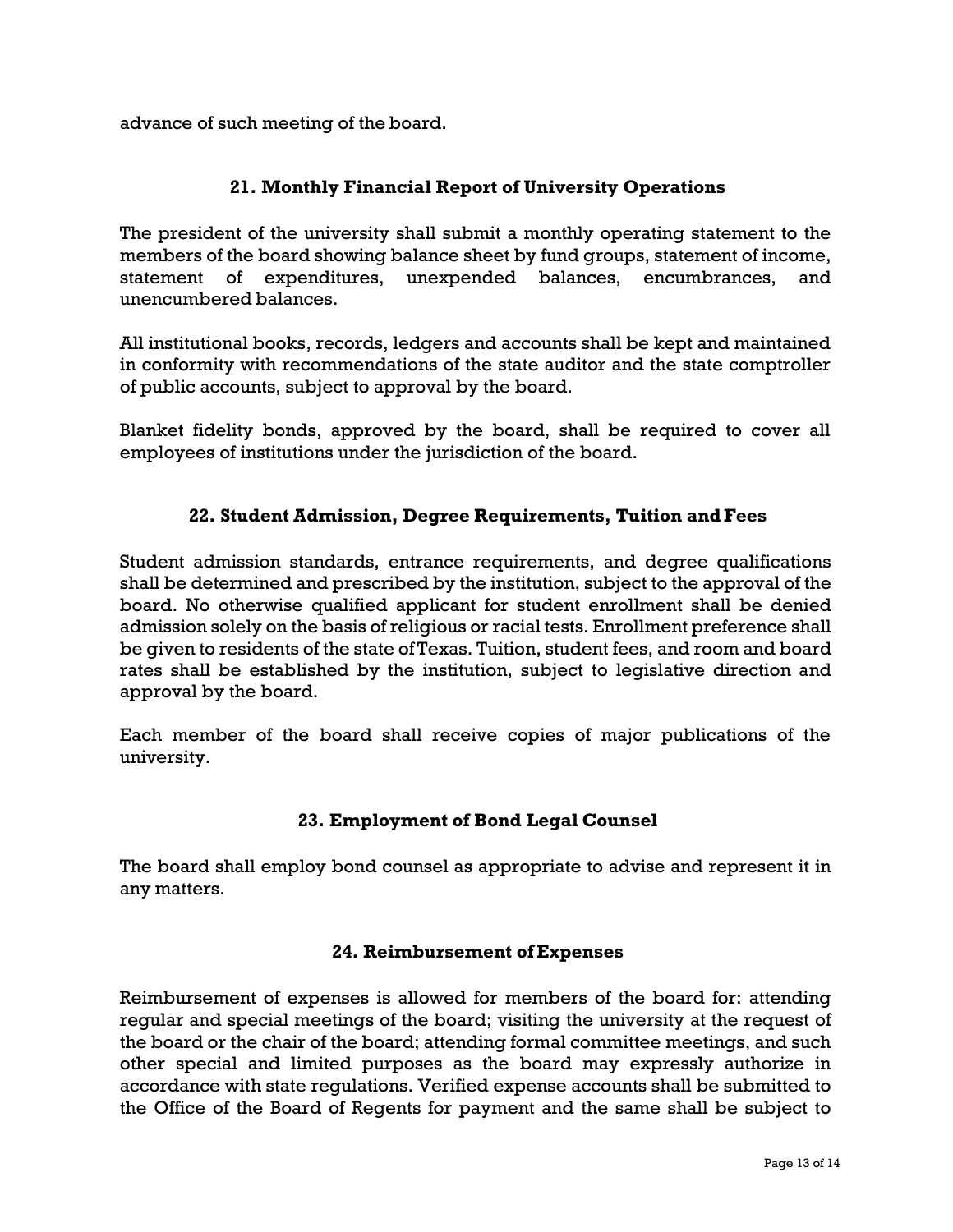advance of such meeting of the board.

## 21. Monthly Financial Report of University Operations

The president of the university shall submit a monthly operating statement to the members of the board showing balance sheet by fund groups, statement of income, statement of expenditures, unexpended balances, encumbrances, and unencumbered balances.

All institutional books, records, ledgers and accounts shall be kept and maintained in conformity with recommendations of the state auditor and the state comptroller of public accounts, subject to approval by the board.

Blanket fidelity bonds, approved by the board, shall be required to cover all employees of institutions under the jurisdiction of the board.

## 22. Student Admission, Degree Requirements, Tuition and Fees

Student admission standards, entrance requirements, and degree qualifications shall be determined and prescribed by the institution, subject to the approval of the board. No otherwise qualified applicant for student enrollment shall be denied admission solely on the basis of religious or racial tests. Enrollment preference shall be given to residents of the state of Texas. Tuition, student fees, and room and board rates shall be established by the institution, subject to legislative direction and approval by the board.

Each member of the board shall receive copies of major publications of the university.

## 23. Employment of Bond Legal Counsel

The board shall employ bond counsel as appropriate to advise and represent it in any matters.

## 24. Reimbursement of Expenses

Reimbursement of expenses is allowed for members of the board for: attending regular and special meetings of the board; visiting the university at the request of the board or the chair of the board; attending formal committee meetings, and such other special and limited purposes as the board may expressly authorize in accordance with state regulations. Verified expense accounts shall be submitted to the Office of the Board of Regents for payment and the same shall be subject to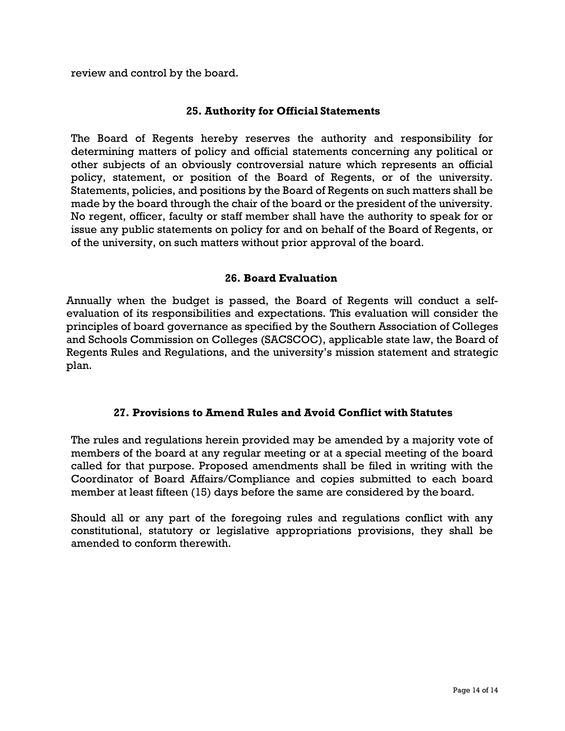review and control by the board.

## 25. Authority for Official Statements

The Board of Regents hereby reserves the authority and responsibility for determining matters of policy and official statements concerning any political or other subjects of an obviously controversial nature which represents an official policy, statement, or position of the Board of Regents, or of the university. Statements, policies, and positions by the Board of Regents on such matters shall be made by the board through the chair of the board or the president of the university. No regent, officer, faculty or staff member shall have the authority to speak for or issue any public statements on policy for and on behalf of the Board of Regents, or of the university, on such matters without prior approval of the board.

## 26. Board Evaluation

Annually when the budget is passed, the Board of Regents will conduct a self-evaluation of its responsibilities and expectations. This evaluation will consider the principles of board governance as specified by the Southern Association of Colleges and Schools Commission on Colleges (SACSCOC), applicable state law, the Board of Regents Rules and Regulations, and the university's mission statement and strategic plan.

## 27. Provisions to Amend Rules and Avoid Conflict with Statutes

The rules and regulations herein provided may be amended by a majority vote of members of the board at any regular meeting or at a special meeting of the board called for that purpose. Proposed amendments shall be filed in writing with the Coordinator of Board Affairs/Compliance and copies submitted to each board member at least fifteen (15) days before the same are considered by the board.

Should all or any part of the foregoing rules and regulations conflict with any constitutional, statutory or legislative appropriations provisions, they shall be amended to conform therewith.